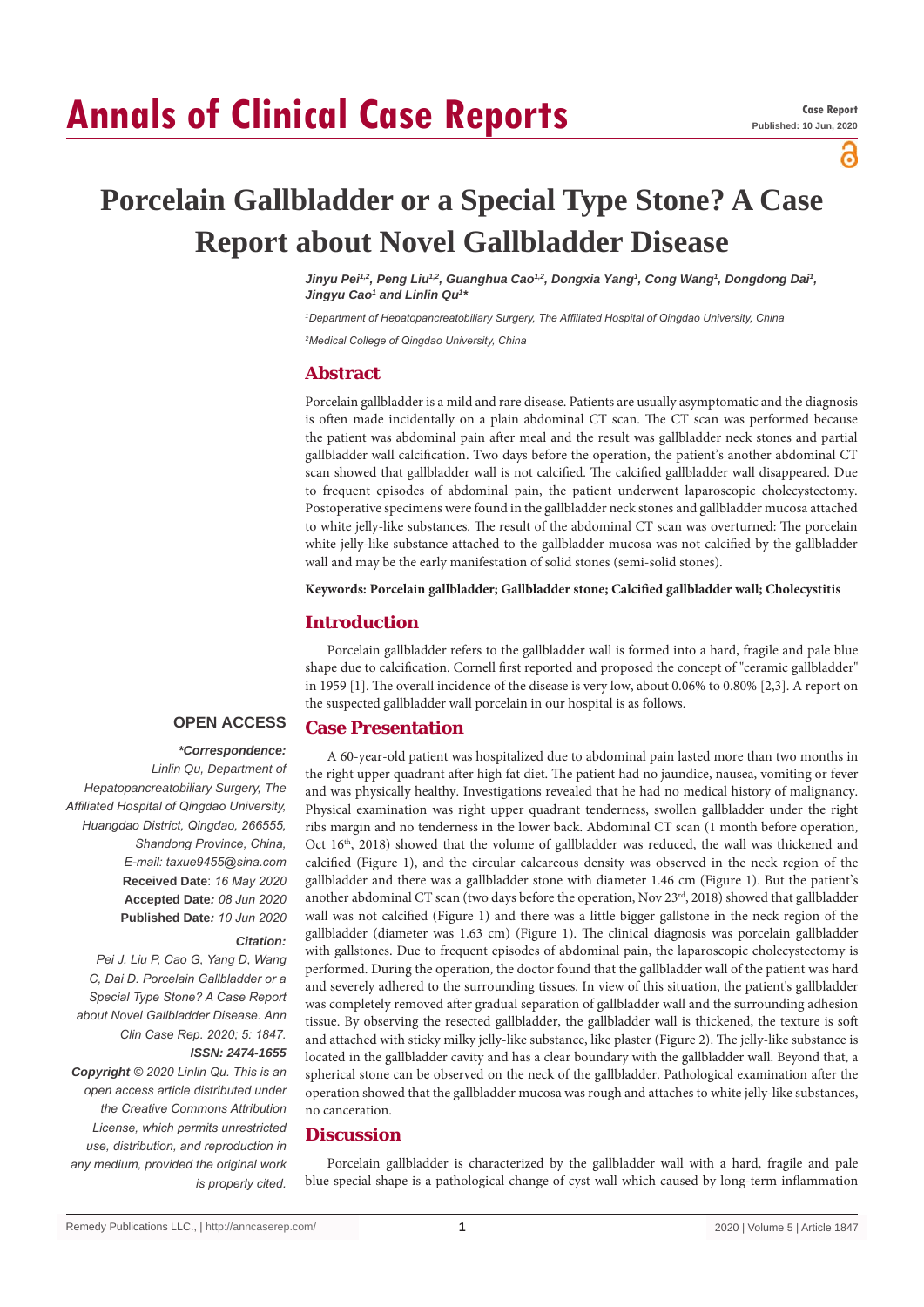# Porcelain Gallbladder or a Special Type Stone? A Case Report about Novel Gallbladder Disease

*Jinyu Pei[1,2], Peng Liu[1,2], Guanghua Cao[1,2], Dongxia Yang[1], Cong Wang[1], Dongdong Dai[1], Jingyu Cao[1] and Linlin Qu[1]**

*[1]Department of Hepatopancreatobiliary Surgery, The Affiliated Hospital of Qingdao University, China*

*[2]Medical College of Qingdao University, China*

## Abstract

Porcelain gallbladder is a mild and rare disease. Patients are usually asymptomatic and the diagnosis is often made incidentally on a plain abdominal CT scan. The CT scan was performed because the patient was abdominal pain after meal and the result was gallbladder neck stones and partial gallbladder wall calcification. Two days before the operation, the patient's another abdominal CT scan showed that gallbladder wall is not calcified. The calcified gallbladder wall disappeared. Due to frequent episodes of abdominal pain, the patient underwent laparoscopic cholecystectomy. Postoperative specimens were found in the gallbladder neck stones and gallbladder mucosa attached to white jelly-like substances. The result of the abdominal CT scan was overturned: The porcelain white jelly-like substance attached to the gallbladder mucosa was not calcified by the gallbladder wall and may be the early manifestation of solid stones (semi-solid stones).

**Keywords: Porcelain gallbladder; Gallbladder stone; Calcified gallbladder wall; Cholecystitis**

## Introduction

Porcelain gallbladder refers to the gallbladder wall is formed into a hard, fragile and pale blue shape due to calcification. Cornell first reported and proposed the concept of "ceramic gallbladder" in 1959 [1]. The overall incidence of the disease is very low, about 0.06% to 0.80% [2,3]. A report on the suspected gallbladder wall porcelain in our hospital is as follows.

## Case Presentation

A 60-year-old patient was hospitalized due to abdominal pain lasted more than two months in the right upper quadrant after high fat diet. The patient had no jaundice, nausea, vomiting or fever and was physically healthy. Investigations revealed that he had no medical history of malignancy. Physical examination was right upper quadrant tenderness, swollen gallbladder under the right ribs margin and no tenderness in the lower back. Abdominal CT scan (1 month before operation, Oct 16th, 2018) showed that the volume of gallbladder was reduced, the wall was thickened and calcified (Figure 1), and the circular calcareous density was observed in the neck region of the gallbladder and there was a gallbladder stone with diameter 1.46 cm (Figure 1). But the patient's another abdominal CT scan (two days before the operation, Nov 23rd, 2018) showed that gallbladder wall was not calcified (Figure 1) and there was a little bigger gallstone in the neck region of the gallbladder (diameter was 1.63 cm) (Figure 1). The clinical diagnosis was porcelain gallbladder with gallstones. Due to frequent episodes of abdominal pain, the laparoscopic cholecystectomy is performed. During the operation, the doctor found that the gallbladder wall of the patient was hard and severely adhered to the surrounding tissues. In view of this situation, the patient's gallbladder was completely removed after gradual separation of gallbladder wall and the surrounding adhesion tissue. By observing the resected gallbladder, the gallbladder wall is thickened, the texture is soft and attached with sticky milky jelly-like substance, like plaster (Figure 2). The jelly-like substance is located in the gallbladder cavity and has a clear boundary with the gallbladder wall. Beyond that, a spherical stone can be observed on the neck of the gallbladder. Pathological examination after the operation showed that the gallbladder mucosa was rough and attaches to white jelly-like substances, no canceration.

## Discussion

Porcelain gallbladder is characterized by the gallbladder wall with a hard, fragile and pale blue special shape is a pathological change of cyst wall which caused by long-term inflammation

**OPEN ACCESS**

***Correspondence:***
*Linlin Qu, Department of Hepatopancreatobiliary Surgery, The Affiliated Hospital of Qingdao University, Huangdao District, Qingdao, 266555, Shandong Province, China,*
*E-mail: taxue9455@sina.com*
**Received Date**: *16 May 2020*
**Accepted Date**: *08 Jun 2020*
**Published Date**: *10 Jun 2020*

***Citation:***
*Pei J, Liu P, Cao G, Yang D, Wang C, Dai D. Porcelain Gallbladder or a Special Type Stone? A Case Report about Novel Gallbladder Disease. Ann Clin Case Rep. 2020; 5: 1847.*
***ISSN: 2474-1655***

***Copyright** © 2020 Linlin Qu. This is an open access article distributed under the Creative Commons Attribution License, which permits unrestricted use, distribution, and reproduction in any medium, provided the original work is properly cited.*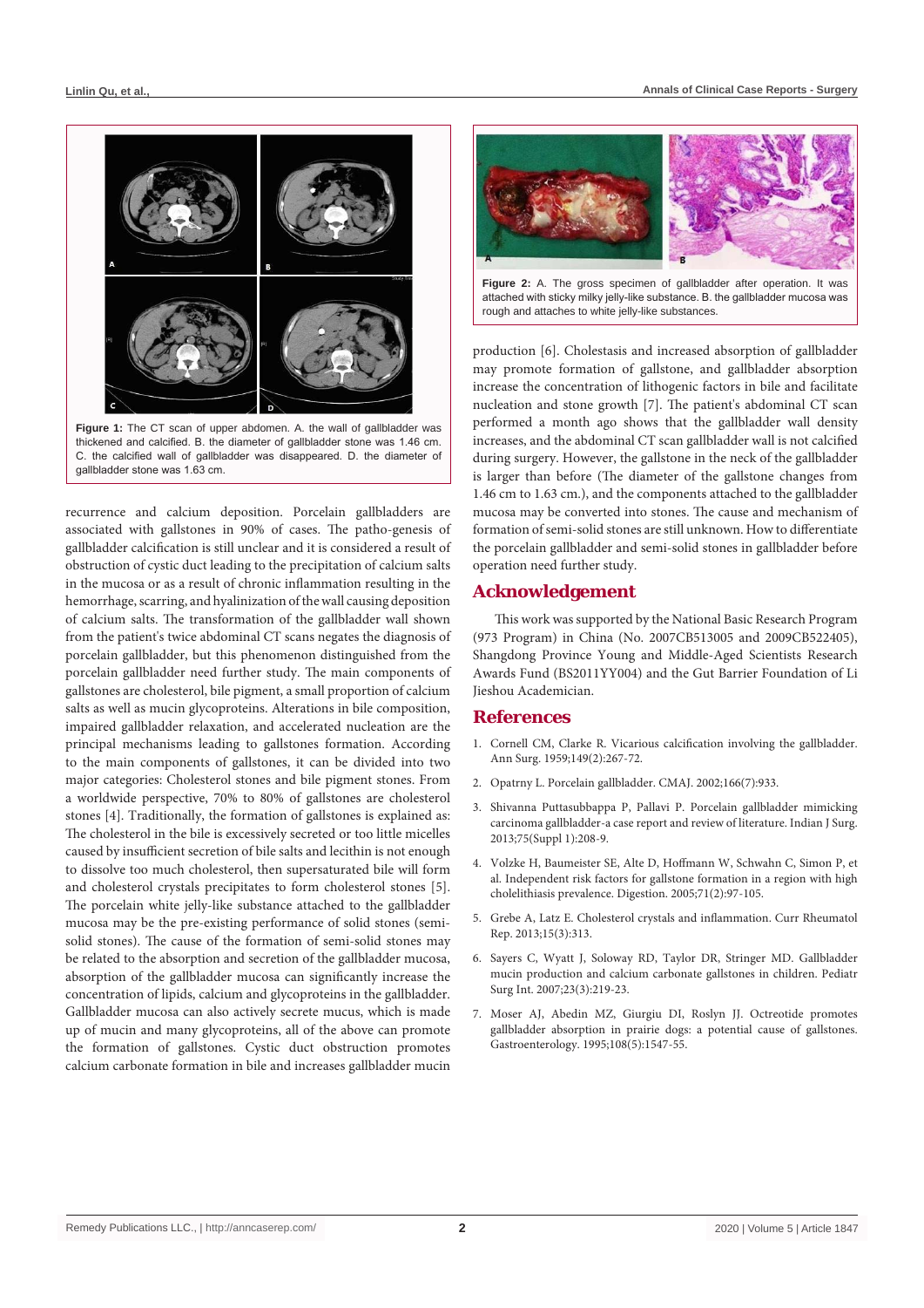**Figure 1:** The CT scan of upper abdomen. A. the wall of gallbladder was thickened and calcified. B. the diameter of gallbladder stone was 1.46 cm. C. the calcified wall of gallbladder was disappeared. D. the diameter of gallbladder stone was 1.63 cm.

recurrence and calcium deposition. Porcelain gallbladders are associated with gallstones in 90% of cases. The patho-genesis of gallbladder calcification is still unclear and it is considered a result of obstruction of cystic duct leading to the precipitation of calcium salts in the mucosa or as a result of chronic inflammation resulting in the hemorrhage, scarring, and hyalinization of the wall causing deposition of calcium salts. The transformation of the gallbladder wall shown from the patient's twice abdominal CT scans negates the diagnosis of porcelain gallbladder, but this phenomenon distinguished from the porcelain gallbladder need further study. The main components of gallstones are cholesterol, bile pigment, a small proportion of calcium salts as well as mucin glycoproteins. Alterations in bile composition, impaired gallbladder relaxation, and accelerated nucleation are the principal mechanisms leading to gallstones formation. According to the main components of gallstones, it can be divided into two major categories: Cholesterol stones and bile pigment stones. From a worldwide perspective, 70% to 80% of gallstones are cholesterol stones [4]. Traditionally, the formation of gallstones is explained as: The cholesterol in the bile is excessively secreted or too little micelles caused by insufficient secretion of bile salts and lecithin is not enough to dissolve too much cholesterol, then supersaturated bile will form and cholesterol crystals precipitates to form cholesterol stones [5]. The porcelain white jelly-like substance attached to the gallbladder mucosa may be the pre-existing performance of solid stones (semi-solid stones). The cause of the formation of semi-solid stones may be related to the absorption and secretion of the gallbladder mucosa, absorption of the gallbladder mucosa can significantly increase the concentration of lipids, calcium and glycoproteins in the gallbladder. Gallbladder mucosa can also actively secrete mucus, which is made up of mucin and many glycoproteins, all of the above can promote the formation of gallstones. Cystic duct obstruction promotes calcium carbonate formation in bile and increases gallbladder mucin production [6]. Cholestasis and increased absorption of gallbladder may promote formation of gallstone, and gallbladder absorption increase the concentration of lithogenic factors in bile and facilitate nucleation and stone growth [7]. The patient's abdominal CT scan performed a month ago shows that the gallbladder wall density increases, and the abdominal CT scan gallbladder wall is not calcified during surgery. However, the gallstone in the neck of the gallbladder is larger than before (The diameter of the gallstone changes from 1.46 cm to 1.63 cm.), and the components attached to the gallbladder mucosa may be converted into stones. The cause and mechanism of formation of semi-solid stones are still unknown. How to differentiate the porcelain gallbladder and semi-solid stones in gallbladder before operation need further study.

**Figure 2:** A. The gross specimen of gallbladder after operation. It was attached with sticky milky jelly-like substance. B. the gallbladder mucosa was rough and attaches to white jelly-like substances.

## Acknowledgement

This work was supported by the National Basic Research Program (973 Program) in China (No. 2007CB513005 and 2009CB522405), Shangdong Province Young and Middle-Aged Scientists Research Awards Fund (BS2011YY004) and the Gut Barrier Foundation of Li Jieshou Academician.

## References

1. Cornell CM, Clarke R. Vicarious calcification involving the gallbladder. Ann Surg. 1959;149(2):267-72.
2. Opatrny L. Porcelain gallbladder. CMAJ. 2002;166(7):933.
3. Shivanna Puttasubbappa P, Pallavi P. Porcelain gallbladder mimicking carcinoma gallbladder-a case report and review of literature. Indian J Surg. 2013;75(Suppl 1):208-9.
4. Volzke H, Baumeister SE, Alte D, Hoffmann W, Schwahn C, Simon P, et al. Independent risk factors for gallstone formation in a region with high cholelithiasis prevalence. Digestion. 2005;71(2):97-105.
5. Grebe A, Latz E. Cholesterol crystals and inflammation. Curr Rheumatol Rep. 2013;15(3):313.
6. Sayers C, Wyatt J, Soloway RD, Taylor DR, Stringer MD. Gallbladder mucin production and calcium carbonate gallstones in children. Pediatr Surg Int. 2007;23(3):219-23.
7. Moser AJ, Abedin MZ, Giurgiu DI, Roslyn JJ. Octreotide promotes gallbladder absorption in prairie dogs: a potential cause of gallstones. Gastroenterology. 1995;108(5):1547-55.